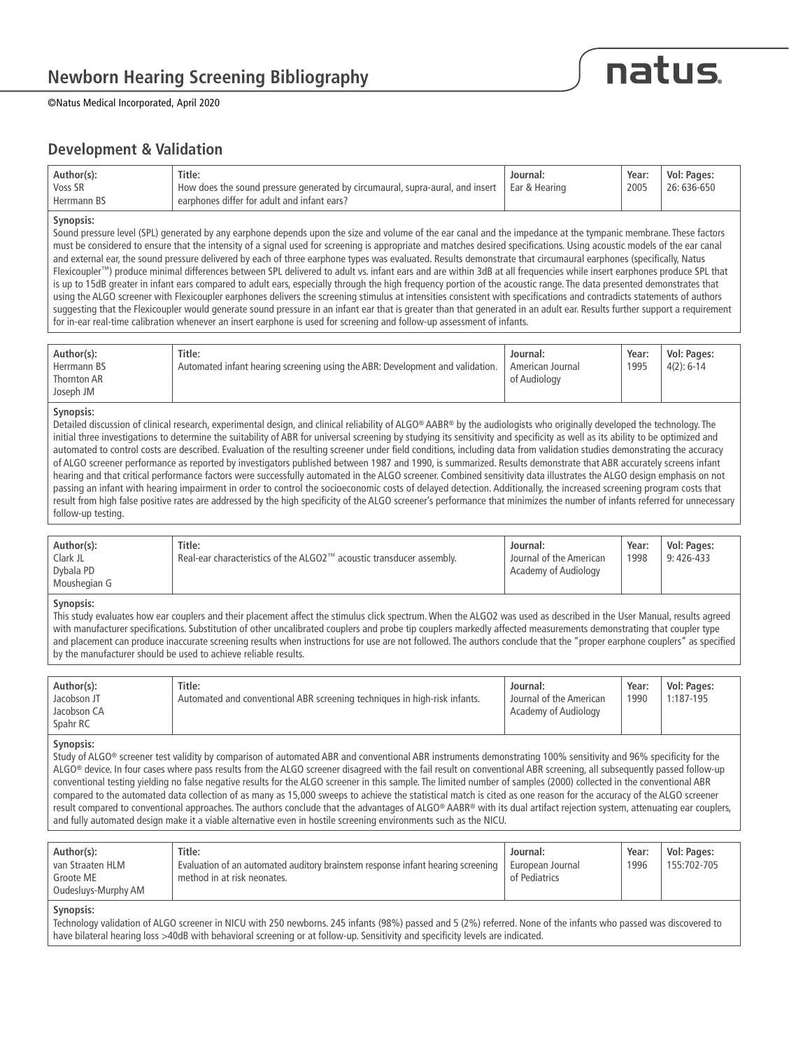# Newborn Hearing Screening Bibliography

©Natus Medical Incorporated, April 2020

## Development & Validation

| Author(s): | Title: | Journal: | Year: | Vol: Pages: |
|---|---|---|---|---|
| Voss SR<br>Herrmann BS | How does the sound pressure generated by circumaural, supra-aural, and insert earphones differ for adult and infant ears? | Ear & Hearing | 2005 | 26: 636-650 |

**Synopsis:**
Sound pressure level (SPL) generated by any earphone depends upon the size and volume of the ear canal and the impedance at the tympanic membrane. These factors must be considered to ensure that the intensity of a signal used for screening is appropriate and matches desired specifications. Using acoustic models of the ear canal and external ear, the sound pressure delivered by each of three earphone types was evaluated. Results demonstrate that circumaural earphones (specifically, Natus Flexicoupler™) produce minimal differences between SPL delivered to adult vs. infant ears and are within 3dB at all frequencies while insert earphones produce SPL that is up to 15dB greater in infant ears compared to adult ears, especially through the high frequency portion of the acoustic range. The data presented demonstrates that using the ALGO screener with Flexicoupler earphones delivers the screening stimulus at intensities consistent with specifications and contradicts statements of authors suggesting that the Flexicoupler would generate sound pressure in an infant ear that is greater than that generated in an adult ear. Results further support a requirement for in-ear real-time calibration whenever an insert earphone is used for screening and follow-up assessment of infants.

| Author(s): | Title: | Journal: | Year: | Vol: Pages: |
|---|---|---|---|---|
| Herrmann BS<br>Thornton AR<br>Joseph JM | Automated infant hearing screening using the ABR: Development and validation. | American Journal of Audiology | 1995 | 4(2): 6-14 |

**Synopsis:**
Detailed discussion of clinical research, experimental design, and clinical reliability of ALGO® AABR® by the audiologists who originally developed the technology. The initial three investigations to determine the suitability of ABR for universal screening by studying its sensitivity and specificity as well as its ability to be optimized and automated to control costs are described. Evaluation of the resulting screener under field conditions, including data from validation studies demonstrating the accuracy of ALGO screener performance as reported by investigators published between 1987 and 1990, is summarized. Results demonstrate that ABR accurately screens infant hearing and that critical performance factors were successfully automated in the ALGO screener. Combined sensitivity data illustrates the ALGO design emphasis on not passing an infant with hearing impairment in order to control the socioeconomic costs of delayed detection. Additionally, the increased screening program costs that result from high false positive rates are addressed by the high specificity of the ALGO screener's performance that minimizes the number of infants referred for unnecessary follow-up testing.

| Author(s): | Title: | Journal: | Year: | Vol: Pages: |
|---|---|---|---|---|
| Clark JL<br>Dybala PD<br>Moushegian G | Real-ear characteristics of the ALGO2™ acoustic transducer assembly. | Journal of the American Academy of Audiology | 1998 | 9: 426-433 |

**Synopsis:**
This study evaluates how ear couplers and their placement affect the stimulus click spectrum. When the ALGO2 was used as described in the User Manual, results agreed with manufacturer specifications. Substitution of other uncalibrated couplers and probe tip couplers markedly affected measurements demonstrating that coupler type and placement can produce inaccurate screening results when instructions for use are not followed. The authors conclude that the "proper earphone couplers" as specified by the manufacturer should be used to achieve reliable results.

| Author(s): | Title: | Journal: | Year: | Vol: Pages: |
|---|---|---|---|---|
| Jacobson JT<br>Jacobson CA<br>Spahr RC | Automated and conventional ABR screening techniques in high-risk infants. | Journal of the American Academy of Audiology | 1990 | 1:187-195 |

**Synopsis:**
Study of ALGO® screener test validity by comparison of automated ABR and conventional ABR instruments demonstrating 100% sensitivity and 96% specificity for the ALGO® device. In four cases where pass results from the ALGO screener disagreed with the fail result on conventional ABR screening, all subsequently passed follow-up conventional testing yielding no false negative results for the ALGO screener in this sample. The limited number of samples (2000) collected in the conventional ABR compared to the automated data collection of as many as 15,000 sweeps to achieve the statistical match is cited as one reason for the accuracy of the ALGO screener result compared to conventional approaches. The authors conclude that the advantages of ALGO® AABR® with its dual artifact rejection system, attenuating ear couplers, and fully automated design make it a viable alternative even in hostile screening environments such as the NICU.

| Author(s): | Title: | Journal: | Year: | Vol: Pages: |
|---|---|---|---|---|
| van Straaten HLM<br>Groote ME<br>Oudesluys-Murphy AM | Evaluation of an automated auditory brainstem response infant hearing screening method in at risk neonates. | European Journal of Pediatrics | 1996 | 155:702-705 |

**Synopsis:**
Technology validation of ALGO screener in NICU with 250 newborns. 245 infants (98%) passed and 5 (2%) referred. None of the infants who passed was discovered to have bilateral hearing loss >40dB with behavioral screening or at follow-up. Sensitivity and specificity levels are indicated.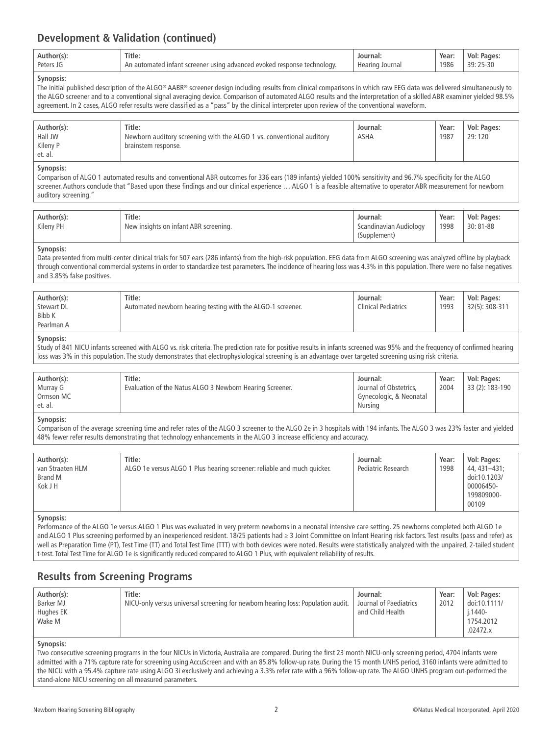## Development & Validation (continued)

| Author(s): | Title: | Journal: | Year: | Vol: Pages: |
|---|---|---|---|---|
| Peters JG | An automated infant screener using advanced evoked response technology. | Hearing Journal | 1986 | 39: 25-30 |

**Synopsis:**
The initial published description of the ALGO® AABR® screener design including results from clinical comparisons in which raw EEG data was delivered simultaneously to the ALGO screener and to a conventional signal averaging device. Comparison of automated ALGO results and the interpretation of a skilled ABR examiner yielded 98.5% agreement. In 2 cases, ALGO refer results were classified as a "pass" by the clinical interpreter upon review of the conventional waveform.

| Author(s): | Title: | Journal: | Year: | Vol: Pages: |
|---|---|---|---|---|
| Hall JW<br>Kileny P<br>et. al. | Newborn auditory screening with the ALGO 1 vs. conventional auditory brainstem response. | ASHA | 1987 | 29: 120 |

**Synopsis:**
Comparison of ALGO 1 automated results and conventional ABR outcomes for 336 ears (189 infants) yielded 100% sensitivity and 96.7% specificity for the ALGO screener. Authors conclude that "Based upon these findings and our clinical experience … ALGO 1 is a feasible alternative to operator ABR measurement for newborn auditory screening."

| Author(s): | Title: | Journal: | Year: | Vol: Pages: |
|---|---|---|---|---|
| Kileny PH | New insights on infant ABR screening. | Scandinavian Audiology (Supplement) | 1998 | 30: 81-88 |

**Synopsis:**
Data presented from multi-center clinical trials for 507 ears (286 infants) from the high-risk population. EEG data from ALGO screening was analyzed offline by playback through conventional commercial systems in order to standardize test parameters. The incidence of hearing loss was 4.3% in this population. There were no false negatives and 3.85% false positives.

| Author(s): | Title: | Journal: | Year: | Vol: Pages: |
|---|---|---|---|---|
| Stewart DL<br>Bibb K<br>Pearlman A | Automated newborn hearing testing with the ALGO-1 screener. | Clinical Pediatrics | 1993 | 32(5): 308-311 |

**Synopsis:**
Study of 841 NICU infants screened with ALGO vs. risk criteria. The prediction rate for positive results in infants screened was 95% and the frequency of confirmed hearing loss was 3% in this population. The study demonstrates that electrophysiological screening is an advantage over targeted screening using risk criteria.

| Author(s): | Title: | Journal: | Year: | Vol: Pages: |
|---|---|---|---|---|
| Murray G<br>Ormson MC<br>et. al. | Evaluation of the Natus ALGO 3 Newborn Hearing Screener. | Journal of Obstetrics, Gynecologic, & Neonatal Nursing | 2004 | 33 (2): 183-190 |

**Synopsis:**
Comparison of the average screening time and refer rates of the ALGO 3 screener to the ALGO 2e in 3 hospitals with 194 infants. The ALGO 3 was 23% faster and yielded 48% fewer refer results demonstrating that technology enhancements in the ALGO 3 increase efficiency and accuracy.

| Author(s): | Title: | Journal: | Year: | Vol: Pages: |
|---|---|---|---|---|
| van Straaten HLM<br>Brand M<br>Kok J H | ALGO 1e versus ALGO 1 Plus hearing screener: reliable and much quicker. | Pediatric Research | 1998 | 44, 431–431; doi:10.1203/00006450-199809000-00109 |

**Synopsis:**
Performance of the ALGO 1e versus ALGO 1 Plus was evaluated in very preterm newborns in a neonatal intensive care setting. 25 newborns completed both ALGO 1e and ALGO 1 Plus screening performed by an inexperienced resident. 18/25 patients had ≥ 3 Joint Committee on Infant Hearing risk factors. Test results (pass and refer) as well as Preparation Time (PT), Test Time (TT) and Total Test Time (TTT) with both devices were noted. Results were statistically analyzed with the unpaired, 2-tailed student t-test. Total Test Time for ALGO 1e is significantly reduced compared to ALGO 1 Plus, with equivalent reliability of results.

## Results from Screening Programs

| Author(s): | Title: | Journal: | Year: | Vol: Pages: |
|---|---|---|---|---|
| Barker MJ<br>Hughes EK<br>Wake M | NICU-only versus universal screening for newborn hearing loss: Population audit. | Journal of Paediatrics and Child Health | 2012 | doi:10.1111/j.1440-1754.2012.02472.x |

**Synopsis:**
Two consecutive screening programs in the four NICUs in Victoria, Australia are compared. During the first 23 month NICU-only screening period, 4704 infants were admitted with a 71% capture rate for screening using AccuScreen and with an 85.8% follow-up rate. During the 15 month UNHS period, 3160 infants were admitted to the NICU with a 95.4% capture rate using ALGO 3i exclusively and achieving a 3.3% refer rate with a 96% follow-up rate. The ALGO UNHS program out-performed the stand-alone NICU screening on all measured parameters.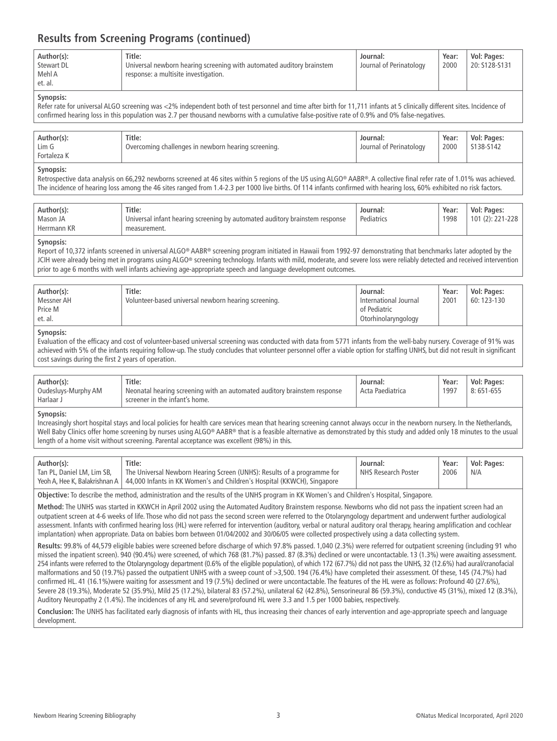## Results from Screening Programs (continued)

| Author(s): | Title: | Journal: | Year: | Vol: Pages: |
|---|---|---|---|---|
| Stewart DL<br>Mehl A<br>et. al. | Universal newborn hearing screening with automated auditory brainstem response: a multisite investigation. | Journal of Perinatology | 2000 | 20: S128-S131 |

**Synopsis:**
Refer rate for universal ALGO screening was <2% independent both of test personnel and time after birth for 11,711 infants at 5 clinically different sites. Incidence of confirmed hearing loss in this population was 2.7 per thousand newborns with a cumulative false-positive rate of 0.9% and 0% false-negatives.

| Author(s): | Title: | Journal: | Year: | Vol: Pages: |
|---|---|---|---|---|
| Lim G<br>Fortaleza K | Overcoming challenges in newborn hearing screening. | Journal of Perinatology | 2000 | S138-S142 |

**Synopsis:**
Retrospective data analysis on 66,292 newborns screened at 46 sites within 5 regions of the US using ALGO® AABR®. A collective final refer rate of 1.01% was achieved. The incidence of hearing loss among the 46 sites ranged from 1.4-2.3 per 1000 live births. Of 114 infants confirmed with hearing loss, 60% exhibited no risk factors.

| Author(s): | Title: | Journal: | Year: | Vol: Pages: |
|---|---|---|---|---|
| Mason JA<br>Herrmann KR | Universal infant hearing screening by automated auditory brainstem response measurement. | Pediatrics | 1998 | 101 (2): 221-228 |

**Synopsis:**
Report of 10,372 infants screened in universal ALGO® AABR® screening program initiated in Hawaii from 1992-97 demonstrating that benchmarks later adopted by the JCIH were already being met in programs using ALGO® screening technology. Infants with mild, moderate, and severe loss were reliably detected and received intervention prior to age 6 months with well infants achieving age-appropriate speech and language development outcomes.

| Author(s): | Title: | Journal: | Year: | Vol: Pages: |
|---|---|---|---|---|
| Messner AH<br>Price M<br>et. al. | Volunteer-based universal newborn hearing screening. | International Journal of Pediatric Otorhinolaryngology | 2001 | 60: 123-130 |

**Synopsis:**
Evaluation of the efficacy and cost of volunteer-based universal screening was conducted with data from 5771 infants from the well-baby nursery. Coverage of 91% was achieved with 5% of the infants requiring follow-up. The study concludes that volunteer personnel offer a viable option for staffing UNHS, but did not result in significant cost savings during the first 2 years of operation.

| Author(s): | Title: | Journal: | Year: | Vol: Pages: |
|---|---|---|---|---|
| Oudesluys-Murphy AM<br>Harlaar J | Neonatal hearing screening with an automated auditory brainstem response screener in the infant's home. | Acta Paediatrica | 1997 | 8: 651-655 |

**Synopsis:**
Increasingly short hospital stays and local policies for health care services mean that hearing screening cannot always occur in the newborn nursery. In the Netherlands, Well Baby Clinics offer home screening by nurses using ALGO® AABR® that is a feasible alternative as demonstrated by this study and added only 18 minutes to the usual length of a home visit without screening. Parental acceptance was excellent (98%) in this.

| Author(s): | Title: | Journal: | Year: | Vol: Pages: |
|---|---|---|---|---|
| Tan PL, Daniel LM, Lim SB, Yeoh A, Hee K, Balakrishnan A | The Universal Newborn Hearing Screen (UNHS): Results of a programme for 44,000 Infants in KK Women's and Children's Hospital (KKWCH), Singapore | NHS Research Poster | 2006 | N/A |

**Objective:** To describe the method, administration and the results of the UNHS program in KK Women's and Children's Hospital, Singapore.

**Method:** The UNHS was started in KKWCH in April 2002 using the Automated Auditory Brainstem response. Newborns who did not pass the inpatient screen had an outpatient screen at 4-6 weeks of life. Those who did not pass the second screen were referred to the Otolaryngology department and underwent further audiological assessment. Infants with confirmed hearing loss (HL) were referred for intervention (auditory, verbal or natural auditory oral therapy, hearing amplification and cochlear implantation) when appropriate. Data on babies born between 01/04/2002 and 30/06/05 were collected prospectively using a data collecting system.

**Results:** 99.8% of 44,579 eligible babies were screened before discharge of which 97.8% passed. 1,040 (2.3%) were referred for outpatient screening (including 91 who missed the inpatient screen). 940 (90.4%) were screened, of which 768 (81.7%) passed. 87 (8.3%) declined or were uncontactable. 13 (1.3%) were awaiting assessment. 254 infants were referred to the Otolaryngology department (0.6% of the eligible population), of which 172 (67.7%) did not pass the UNHS, 32 (12.6%) had aural/cranofacial malformations and 50 (19.7%) passed the outpatient UNHS with a sweep count of >3,500. 194 (76.4%) have completed their assessment. Of these, 145 (74.7%) had confirmed HL. 41 (16.1%)were waiting for assessment and 19 (7.5%) declined or were uncontactable. The features of the HL were as follows: Profound 40 (27.6%), Severe 28 (19.3%), Moderate 52 (35.9%), Mild 25 (17.2%), bilateral 83 (57.2%), unilateral 62 (42.8%), Sensorineural 86 (59.3%), conductive 45 (31%), mixed 12 (8.3%), Auditory Neuropathy 2 (1.4%). The incidences of any HL and severe/profound HL were 3.3 and 1.5 per 1000 babies, respectively.

**Conclusion:** The UNHS has facilitated early diagnosis of infants with HL, thus increasing their chances of early intervention and age-appropriate speech and language development.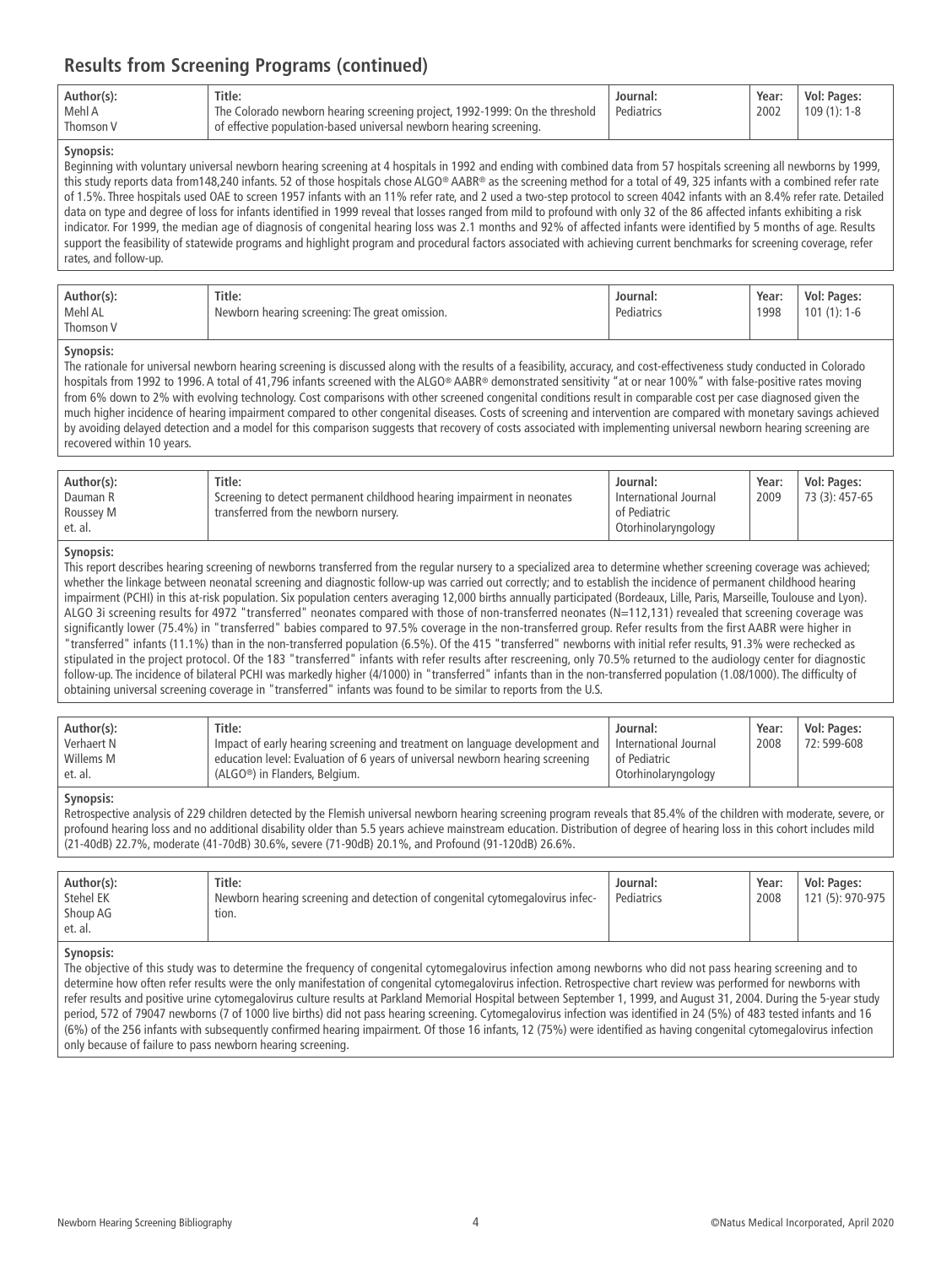## Results from Screening Programs (continued)

| Author(s): | Title: | Journal: | Year: | Vol: Pages: |
|---|---|---|---|---|
| Mehl A<br>Thomson V | The Colorado newborn hearing screening project, 1992-1999: On the threshold of effective population-based universal newborn hearing screening. | Pediatrics | 2002 | 109 (1): 1-8 |

**Synopsis:**
Beginning with voluntary universal newborn hearing screening at 4 hospitals in 1992 and ending with combined data from 57 hospitals screening all newborns by 1999, this study reports data from148,240 infants. 52 of those hospitals chose ALGO® AABR® as the screening method for a total of 49, 325 infants with a combined refer rate of 1.5%. Three hospitals used OAE to screen 1957 infants with an 11% refer rate, and 2 used a two-step protocol to screen 4042 infants with an 8.4% refer rate. Detailed data on type and degree of loss for infants identified in 1999 reveal that losses ranged from mild to profound with only 32 of the 86 affected infants exhibiting a risk indicator. For 1999, the median age of diagnosis of congenital hearing loss was 2.1 months and 92% of affected infants were identified by 5 months of age. Results support the feasibility of statewide programs and highlight program and procedural factors associated with achieving current benchmarks for screening coverage, refer rates, and follow-up.

| Author(s): | Title: | Journal: | Year: | Vol: Pages: |
|---|---|---|---|---|
| Mehl AL<br>Thomson V | Newborn hearing screening: The great omission. | Pediatrics | 1998 | 101 (1): 1-6 |

**Synopsis:**
The rationale for universal newborn hearing screening is discussed along with the results of a feasibility, accuracy, and cost-effectiveness study conducted in Colorado hospitals from 1992 to 1996. A total of 41,796 infants screened with the ALGO® AABR® demonstrated sensitivity "at or near 100%" with false-positive rates moving from 6% down to 2% with evolving technology. Cost comparisons with other screened congenital conditions result in comparable cost per case diagnosed given the much higher incidence of hearing impairment compared to other congenital diseases. Costs of screening and intervention are compared with monetary savings achieved by avoiding delayed detection and a model for this comparison suggests that recovery of costs associated with implementing universal newborn hearing screening are recovered within 10 years.

| Author(s): | Title: | Journal: | Year: | Vol: Pages: |
|---|---|---|---|---|
| Dauman R<br>Roussey M<br>et. al. | Screening to detect permanent childhood hearing impairment in neonates transferred from the newborn nursery. | International Journal of Pediatric Otorhinolaryngology | 2009 | 73 (3): 457-65 |

**Synopsis:**
This report describes hearing screening of newborns transferred from the regular nursery to a specialized area to determine whether screening coverage was achieved; whether the linkage between neonatal screening and diagnostic follow-up was carried out correctly; and to establish the incidence of permanent childhood hearing impairment (PCHI) in this at-risk population. Six population centers averaging 12,000 births annually participated (Bordeaux, Lille, Paris, Marseille, Toulouse and Lyon). ALGO 3i screening results for 4972 "transferred" neonates compared with those of non-transferred neonates (N=112,131) revealed that screening coverage was significantly lower (75.4%) in "transferred" babies compared to 97.5% coverage in the non-transferred group. Refer results from the first AABR were higher in "transferred" infants (11.1%) than in the non-transferred population (6.5%). Of the 415 "transferred" newborns with initial refer results, 91.3% were rechecked as stipulated in the project protocol. Of the 183 "transferred" infants with refer results after rescreening, only 70.5% returned to the audiology center for diagnostic follow-up. The incidence of bilateral PCHI was markedly higher (4/1000) in "transferred" infants than in the non-transferred population (1.08/1000). The difficulty of obtaining universal screening coverage in "transferred" infants was found to be similar to reports from the U.S.

| Author(s): | Title: | Journal: | Year: | Vol: Pages: |
|---|---|---|---|---|
| Verhaert N<br>Willems M<br>et. al. | Impact of early hearing screening and treatment on language development and education level: Evaluation of 6 years of universal newborn hearing screening (ALGO®) in Flanders, Belgium. | International Journal of Pediatric Otorhinolaryngology | 2008 | 72: 599-608 |

**Synopsis:**
Retrospective analysis of 229 children detected by the Flemish universal newborn hearing screening program reveals that 85.4% of the children with moderate, severe, or profound hearing loss and no additional disability older than 5.5 years achieve mainstream education. Distribution of degree of hearing loss in this cohort includes mild (21-40dB) 22.7%, moderate (41-70dB) 30.6%, severe (71-90dB) 20.1%, and Profound (91-120dB) 26.6%.

| Author(s): | Title: | Journal: | Year: | Vol: Pages: |
|---|---|---|---|---|
| Stehel EK<br>Shoup AG<br>et. al. | Newborn hearing screening and detection of congenital cytomegalovirus infection. | Pediatrics | 2008 | 121 (5): 970-975 |

**Synopsis:**
The objective of this study was to determine the frequency of congenital cytomegalovirus infection among newborns who did not pass hearing screening and to determine how often refer results were the only manifestation of congenital cytomegalovirus infection. Retrospective chart review was performed for newborns with refer results and positive urine cytomegalovirus culture results at Parkland Memorial Hospital between September 1, 1999, and August 31, 2004. During the 5-year study period, 572 of 79047 newborns (7 of 1000 live births) did not pass hearing screening. Cytomegalovirus infection was identified in 24 (5%) of 483 tested infants and 16 (6%) of the 256 infants with subsequently confirmed hearing impairment. Of those 16 infants, 12 (75%) were identified as having congenital cytomegalovirus infection only because of failure to pass newborn hearing screening.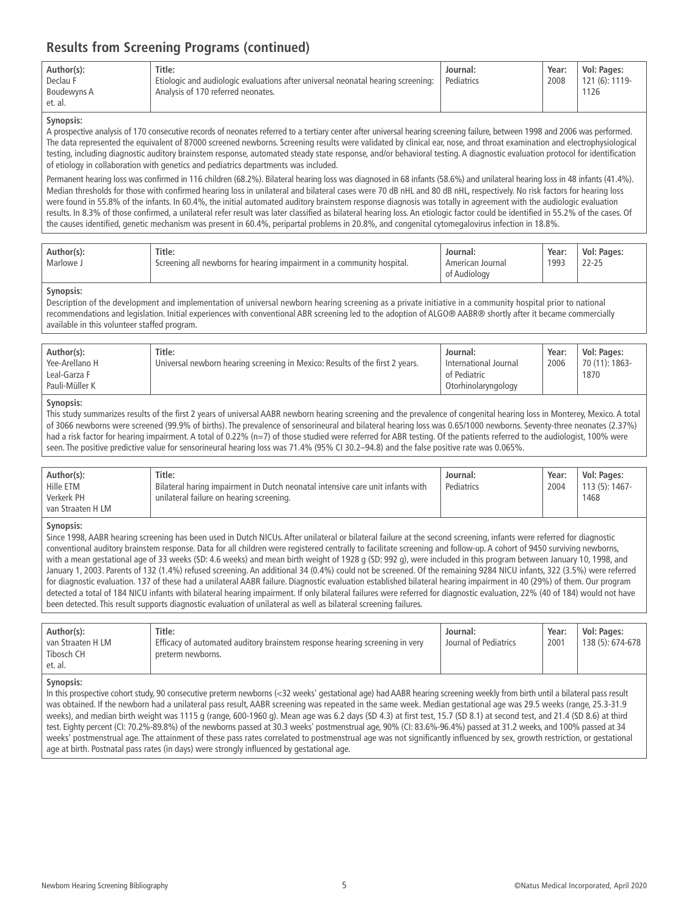## Results from Screening Programs (continued)

| Author(s): | Title: | Journal: | Year: | Vol: Pages: |
|---|---|---|---|---|
| Declau F<br>Boudewyns A<br>et. al. | Etiologic and audiologic evaluations after universal neonatal hearing screening: Analysis of 170 referred neonates. | Pediatrics | 2008 | 121 (6): 1119-1126 |

**Synopsis:**
A prospective analysis of 170 consecutive records of neonates referred to a tertiary center after universal hearing screening failure, between 1998 and 2006 was performed. The data represented the equivalent of 87000 screened newborns. Screening results were validated by clinical ear, nose, and throat examination and electrophysiological testing, including diagnostic auditory brainstem response, automated steady state response, and/or behavioral testing. A diagnostic evaluation protocol for identification of etiology in collaboration with genetics and pediatrics departments was included.

Permanent hearing loss was confirmed in 116 children (68.2%). Bilateral hearing loss was diagnosed in 68 infants (58.6%) and unilateral hearing loss in 48 infants (41.4%). Median thresholds for those with confirmed hearing loss in unilateral and bilateral cases were 70 dB nHL and 80 dB nHL, respectively. No risk factors for hearing loss were found in 55.8% of the infants. In 60.4%, the initial automated auditory brainstem response diagnosis was totally in agreement with the audiologic evaluation results. In 8.3% of those confirmed, a unilateral refer result was later classified as bilateral hearing loss. An etiologic factor could be identified in 55.2% of the cases. Of the causes identified, genetic mechanism was present in 60.4%, peripartal problems in 20.8%, and congenital cytomegalovirus infection in 18.8%.

| Author(s): | Title: | Journal: | Year: | Vol: Pages: |
|---|---|---|---|---|
| Marlowe J | Screening all newborns for hearing impairment in a community hospital. | American Journal of Audiology | 1993 | 22-25 |

**Synopsis:**
Description of the development and implementation of universal newborn hearing screening as a private initiative in a community hospital prior to national recommendations and legislation. Initial experiences with conventional ABR screening led to the adoption of ALGO® AABR® shortly after it became commercially available in this volunteer staffed program.

| Author(s): | Title: | Journal: | Year: | Vol: Pages: |
|---|---|---|---|---|
| Yee-Arellano H<br>Leal-Garza F<br>Pauli-Müller K | Universal newborn hearing screening in Mexico: Results of the first 2 years. | International Journal of Pediatric Otorhinolaryngology | 2006 | 70 (11): 1863-1870 |

**Synopsis:**
This study summarizes results of the first 2 years of universal AABR newborn hearing screening and the prevalence of congenital hearing loss in Monterey, Mexico. A total of 3066 newborns were screened (99.9% of births). The prevalence of sensorineural and bilateral hearing loss was 0.65/1000 newborns. Seventy-three neonates (2.37%) had a risk factor for hearing impairment. A total of 0.22% (n=7) of those studied were referred for ABR testing. Of the patients referred to the audiologist, 100% were seen. The positive predictive value for sensorineural hearing loss was 71.4% (95% CI 30.2–94.8) and the false positive rate was 0.065%.

| Author(s): | Title: | Journal: | Year: | Vol: Pages: |
|---|---|---|---|---|
| Hille ETM<br>Verkerk PH<br>van Straaten H LM | Bilateral haring impairment in Dutch neonatal intensive care unit infants with unilateral failure on hearing screening. | Pediatrics | 2004 | 113 (5): 1467-1468 |

**Synopsis:**
Since 1998, AABR hearing screening has been used in Dutch NICUs. After unilateral or bilateral failure at the second screening, infants were referred for diagnostic conventional auditory brainstem response. Data for all children were registered centrally to facilitate screening and follow-up. A cohort of 9450 surviving newborns, with a mean gestational age of 33 weeks (SD: 4.6 weeks) and mean birth weight of 1928 g (SD: 992 g), were included in this program between January 10, 1998, and January 1, 2003. Parents of 132 (1.4%) refused screening. An additional 34 (0.4%) could not be screened. Of the remaining 9284 NICU infants, 322 (3.5%) were referred for diagnostic evaluation. 137 of these had a unilateral AABR failure. Diagnostic evaluation established bilateral hearing impairment in 40 (29%) of them. Our program detected a total of 184 NICU infants with bilateral hearing impairment. If only bilateral failures were referred for diagnostic evaluation, 22% (40 of 184) would not have been detected. This result supports diagnostic evaluation of unilateral as well as bilateral screening failures.

| Author(s): | Title: | Journal: | Year: | Vol: Pages: |
|---|---|---|---|---|
| van Straaten H LM<br>Tibosch CH<br>et. al. | Efficacy of automated auditory brainstem response hearing screening in very preterm newborns. | Journal of Pediatrics | 2001 | 138 (5): 674-678 |

**Synopsis:**
In this prospective cohort study, 90 consecutive preterm newborns (<32 weeks' gestational age) had AABR hearing screening weekly from birth until a bilateral pass result was obtained. If the newborn had a unilateral pass result, AABR screening was repeated in the same week. Median gestational age was 29.5 weeks (range, 25.3-31.9 weeks), and median birth weight was 1115 g (range, 600-1960 g). Mean age was 6.2 days (SD 4.3) at first test, 15.7 (SD 8.1) at second test, and 21.4 (SD 8.6) at third test. Eighty percent (CI: 70.2%-89.8%) of the newborns passed at 30.3 weeks' postmenstrual age, 90% (CI: 83.6%-96.4%) passed at 31.2 weeks, and 100% passed at 34 weeks' postmenstrual age. The attainment of these pass rates correlated to postmenstrual age was not significantly influenced by sex, growth restriction, or gestational age at birth. Postnatal pass rates (in days) were strongly influenced by gestational age.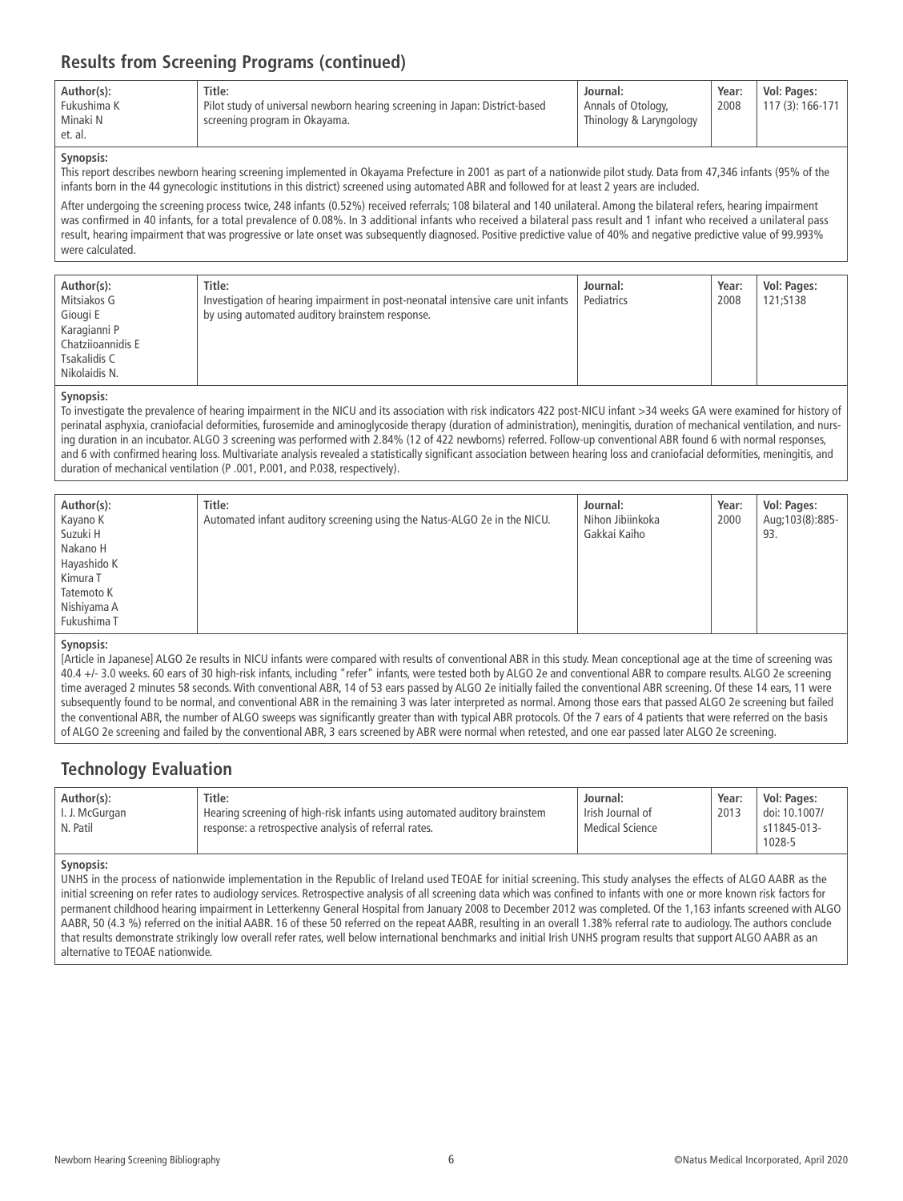## Results from Screening Programs (continued)

| Author(s): | Title: | Journal: | Year: | Vol: Pages: |
|---|---|---|---|---|
| Fukushima K<br>Minaki N<br>et. al. | Pilot study of universal newborn hearing screening in Japan: District-based screening program in Okayama. | Annals of Otology, Thinology & Laryngology | 2008 | 117 (3): 166-171 |

**Synopsis:**

This report describes newborn hearing screening implemented in Okayama Prefecture in 2001 as part of a nationwide pilot study. Data from 47,346 infants (95% of the infants born in the 44 gynecologic institutions in this district) screened using automated ABR and followed for at least 2 years are included.

After undergoing the screening process twice, 248 infants (0.52%) received referrals; 108 bilateral and 140 unilateral. Among the bilateral refers, hearing impairment was confirmed in 40 infants, for a total prevalence of 0.08%. In 3 additional infants who received a bilateral pass result and 1 infant who received a unilateral pass result, hearing impairment that was progressive or late onset was subsequently diagnosed. Positive predictive value of 40% and negative predictive value of 99.993% were calculated.

| Author(s): | Title: | Journal: | Year: | Vol: Pages: |
|---|---|---|---|---|
| Mitsiakos G<br>Giougi E<br>Karagianni P<br>Chatziioannidis E<br>Tsakalidis C<br>Nikolaidis N. | Investigation of hearing impairment in post-neonatal intensive care unit infants by using automated auditory brainstem response. | Pediatrics | 2008 | 121;S138 |

**Synopsis:**

To investigate the prevalence of hearing impairment in the NICU and its association with risk indicators 422 post-NICU infant >34 weeks GA were examined for history of perinatal asphyxia, craniofacial deformities, furosemide and aminoglycoside therapy (duration of administration), meningitis, duration of mechanical ventilation, and nursing duration in an incubator. ALGO 3 screening was performed with 2.84% (12 of 422 newborns) referred. Follow-up conventional ABR found 6 with normal responses, and 6 with confirmed hearing loss. Multivariate analysis revealed a statistically significant association between hearing loss and craniofacial deformities, meningitis, and duration of mechanical ventilation (P .001, P.001, and P.038, respectively).

| Author(s): | Title: | Journal: | Year: | Vol: Pages: |
|---|---|---|---|---|
| Kayano K<br>Suzuki H<br>Nakano H<br>Hayashido K<br>Kimura T<br>Tatemoto K<br>Nishiyama A<br>Fukushima T | Automated infant auditory screening using the Natus-ALGO 2e in the NICU. | Nihon Jibiinkoka Gakkai Kaiho | 2000 | Aug;103(8):885-93. |

**Synopsis:**

[Article in Japanese] ALGO 2e results in NICU infants were compared with results of conventional ABR in this study. Mean conceptional age at the time of screening was 40.4 +/- 3.0 weeks. 60 ears of 30 high-risk infants, including "refer" infants, were tested both by ALGO 2e and conventional ABR to compare results. ALGO 2e screening time averaged 2 minutes 58 seconds. With conventional ABR, 14 of 53 ears passed by ALGO 2e initially failed the conventional ABR screening. Of these 14 ears, 11 were subsequently found to be normal, and conventional ABR in the remaining 3 was later interpreted as normal. Among those ears that passed ALGO 2e screening but failed the conventional ABR, the number of ALGO sweeps was significantly greater than with typical ABR protocols. Of the 7 ears of 4 patients that were referred on the basis of ALGO 2e screening and failed by the conventional ABR, 3 ears screened by ABR were normal when retested, and one ear passed later ALGO 2e screening.

## Technology Evaluation

| Author(s): | Title: | Journal: | Year: | Vol: Pages: |
|---|---|---|---|---|
| I. J. McGurgan<br>N. Patil | Hearing screening of high-risk infants using automated auditory brainstem response: a retrospective analysis of referral rates. | Irish Journal of Medical Science | 2013 | doi: 10.1007/s11845-013-1028-5 |

**Synopsis:**

UNHS in the process of nationwide implementation in the Republic of Ireland used TEOAE for initial screening. This study analyses the effects of ALGO AABR as the initial screening on refer rates to audiology services. Retrospective analysis of all screening data which was confined to infants with one or more known risk factors for permanent childhood hearing impairment in Letterkenny General Hospital from January 2008 to December 2012 was completed. Of the 1,163 infants screened with ALGO AABR, 50 (4.3 %) referred on the initial AABR. 16 of these 50 referred on the repeat AABR, resulting in an overall 1.38% referral rate to audiology. The authors conclude that results demonstrate strikingly low overall refer rates, well below international benchmarks and initial Irish UNHS program results that support ALGO AABR as an alternative to TEOAE nationwide.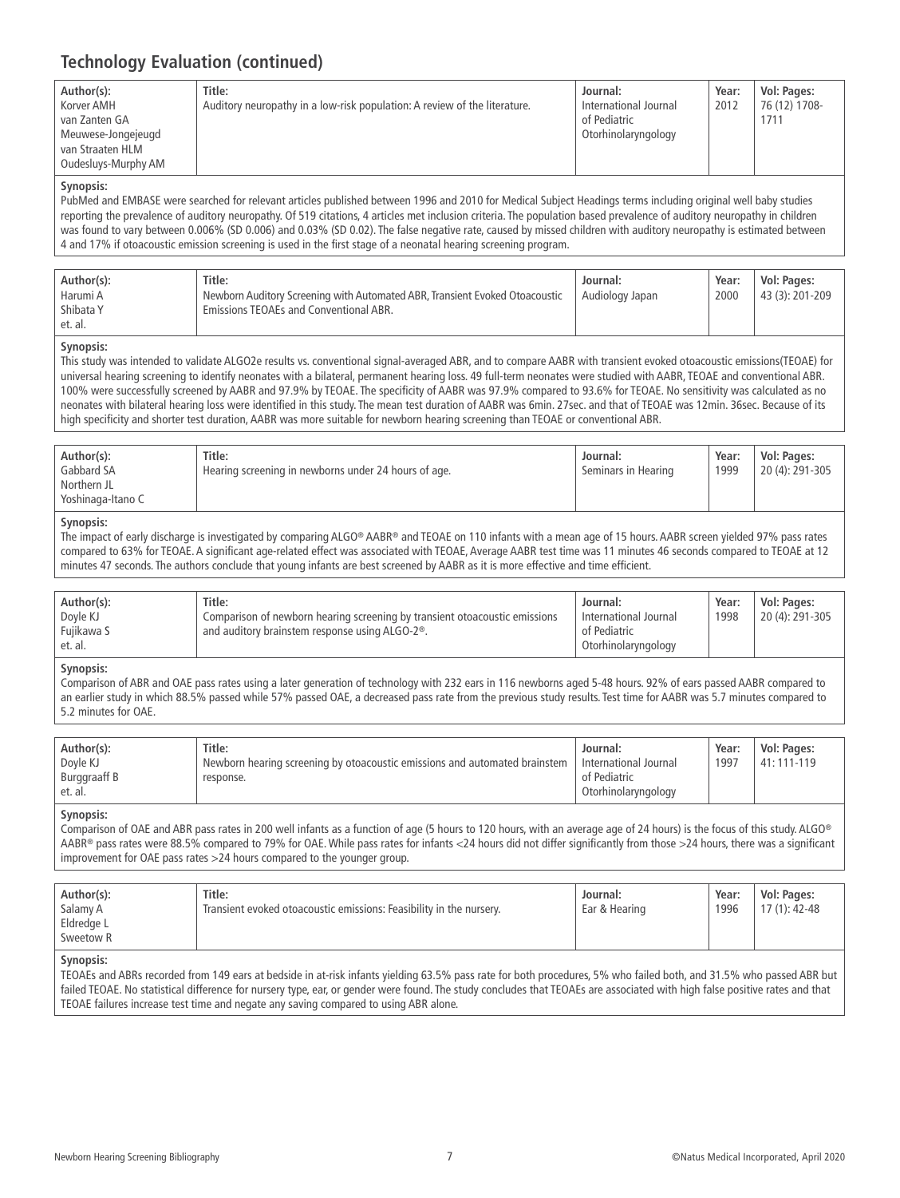## Technology Evaluation (continued)

| Author(s): | Title: | Journal: | Year: | Vol: Pages: |
|---|---|---|---|---|
| Korver AMH<br>van Zanten GA<br>Meuwese-Jongejeugd<br>van Straaten HLM<br>Oudesluys-Murphy AM | Auditory neuropathy in a low-risk population: A review of the literature. | International Journal of Pediatric Otorhinolaryngology | 2012 | 76 (12) 1708-1711 |

**Synopsis:**
PubMed and EMBASE were searched for relevant articles published between 1996 and 2010 for Medical Subject Headings terms including original well baby studies reporting the prevalence of auditory neuropathy. Of 519 citations, 4 articles met inclusion criteria. The population based prevalence of auditory neuropathy in children was found to vary between 0.006% (SD 0.006) and 0.03% (SD 0.02). The false negative rate, caused by missed children with auditory neuropathy is estimated between 4 and 17% if otoacoustic emission screening is used in the first stage of a neonatal hearing screening program.

| Author(s): | Title: | Journal: | Year: | Vol: Pages: |
|---|---|---|---|---|
| Harumi A<br>Shibata Y<br>et. al. | Newborn Auditory Screening with Automated ABR, Transient Evoked Otoacoustic Emissions TEOAEs and Conventional ABR. | Audiology Japan | 2000 | 43 (3): 201-209 |

**Synopsis:**
This study was intended to validate ALGO2e results vs. conventional signal-averaged ABR, and to compare AABR with transient evoked otoacoustic emissions(TEOAE) for universal hearing screening to identify neonates with a bilateral, permanent hearing loss. 49 full-term neonates were studied with AABR, TEOAE and conventional ABR. 100% were successfully screened by AABR and 97.9% by TEOAE. The specificity of AABR was 97.9% compared to 93.6% for TEOAE. No sensitivity was calculated as no neonates with bilateral hearing loss were identified in this study. The mean test duration of AABR was 6min. 27sec. and that of TEOAE was 12min. 36sec. Because of its high specificity and shorter test duration, AABR was more suitable for newborn hearing screening than TEOAE or conventional ABR.

| Author(s): | Title: | Journal: | Year: | Vol: Pages: |
|---|---|---|---|---|
| Gabbard SA<br>Northern JL<br>Yoshinaga-Itano C | Hearing screening in newborns under 24 hours of age. | Seminars in Hearing | 1999 | 20 (4): 291-305 |

**Synopsis:**
The impact of early discharge is investigated by comparing ALGO® AABR® and TEOAE on 110 infants with a mean age of 15 hours. AABR screen yielded 97% pass rates compared to 63% for TEOAE. A significant age-related effect was associated with TEOAE, Average AABR test time was 11 minutes 46 seconds compared to TEOAE at 12 minutes 47 seconds. The authors conclude that young infants are best screened by AABR as it is more effective and time efficient.

| Author(s): | Title: | Journal: | Year: | Vol: Pages: |
|---|---|---|---|---|
| Doyle KJ<br>Fujikawa S<br>et. al. | Comparison of newborn hearing screening by transient otoacoustic emissions and auditory brainstem response using ALGO-2®. | International Journal of Pediatric Otorhinolaryngology | 1998 | 20 (4): 291-305 |

**Synopsis:**
Comparison of ABR and OAE pass rates using a later generation of technology with 232 ears in 116 newborns aged 5-48 hours. 92% of ears passed AABR compared to an earlier study in which 88.5% passed while 57% passed OAE, a decreased pass rate from the previous study results. Test time for AABR was 5.7 minutes compared to 5.2 minutes for OAE.

| Author(s): | Title: | Journal: | Year: | Vol: Pages: |
|---|---|---|---|---|
| Doyle KJ<br>Burggraaff B<br>et. al. | Newborn hearing screening by otoacoustic emissions and automated brainstem response. | International Journal of Pediatric Otorhinolaryngology | 1997 | 41: 111-119 |

**Synopsis:**
Comparison of OAE and ABR pass rates in 200 well infants as a function of age (5 hours to 120 hours, with an average age of 24 hours) is the focus of this study. ALGO® AABR® pass rates were 88.5% compared to 79% for OAE. While pass rates for infants <24 hours did not differ significantly from those >24 hours, there was a significant improvement for OAE pass rates >24 hours compared to the younger group.

| Author(s): | Title: | Journal: | Year: | Vol: Pages: |
|---|---|---|---|---|
| Salamy A<br>Eldredge L<br>Sweetow R | Transient evoked otoacoustic emissions: Feasibility in the nursery. | Ear & Hearing | 1996 | 17 (1): 42-48 |

**Synopsis:**
TEOAEs and ABRs recorded from 149 ears at bedside in at-risk infants yielding 63.5% pass rate for both procedures, 5% who failed both, and 31.5% who passed ABR but failed TEOAE. No statistical difference for nursery type, ear, or gender were found. The study concludes that TEOAEs are associated with high false positive rates and that TEOAE failures increase test time and negate any saving compared to using ABR alone.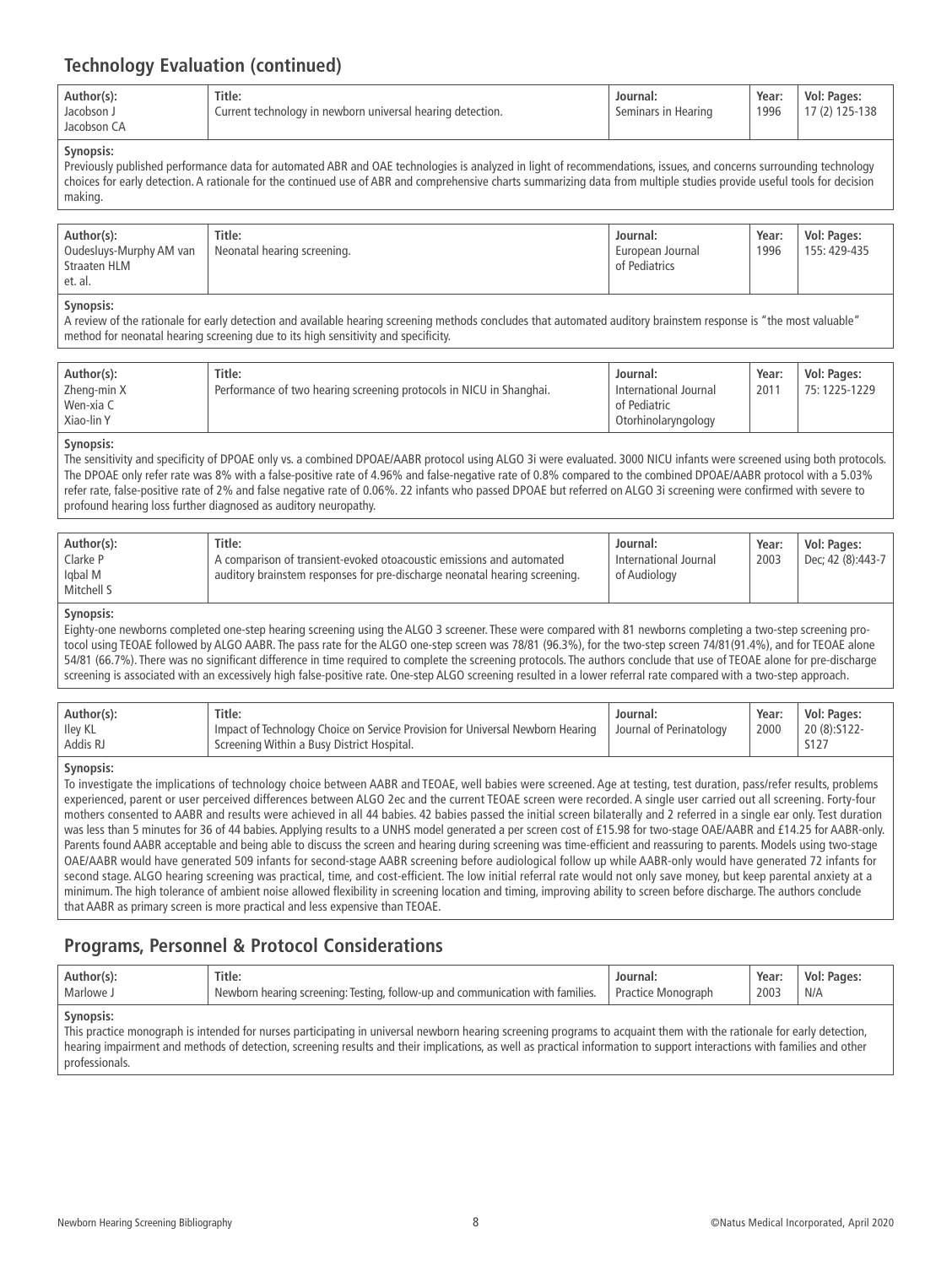## Technology Evaluation (continued)

| Author(s): | Title: | Journal: | Year: | Vol: Pages: |
|---|---|---|---|---|
| Jacobson J<br>Jacobson CA | Current technology in newborn universal hearing detection. | Seminars in Hearing | 1996 | 17 (2) 125-138 |

**Synopsis:**
Previously published performance data for automated ABR and OAE technologies is analyzed in light of recommendations, issues, and concerns surrounding technology choices for early detection. A rationale for the continued use of ABR and comprehensive charts summarizing data from multiple studies provide useful tools for decision making.

| Author(s): | Title: | Journal: | Year: | Vol: Pages: |
|---|---|---|---|---|
| Oudesluys-Murphy AM van<br>Straaten HLM<br>et. al. | Neonatal hearing screening. | European Journal of Pediatrics | 1996 | 155: 429-435 |

**Synopsis:**
A review of the rationale for early detection and available hearing screening methods concludes that automated auditory brainstem response is "the most valuable" method for neonatal hearing screening due to its high sensitivity and specificity.

| Author(s): | Title: | Journal: | Year: | Vol: Pages: |
|---|---|---|---|---|
| Zheng-min X<br>Wen-xia C<br>Xiao-lin Y | Performance of two hearing screening protocols in NICU in Shanghai. | International Journal of Pediatric Otorhinolaryngology | 2011 | 75: 1225-1229 |

**Synopsis:**
The sensitivity and specificity of DPOAE only vs. a combined DPOAE/AABR protocol using ALGO 3i were evaluated. 3000 NICU infants were screened using both protocols. The DPOAE only refer rate was 8% with a false-positive rate of 4.96% and false-negative rate of 0.8% compared to the combined DPOAE/AABR protocol with a 5.03% refer rate, false-positive rate of 2% and false negative rate of 0.06%. 22 infants who passed DPOAE but referred on ALGO 3i screening were confirmed with severe to profound hearing loss further diagnosed as auditory neuropathy.

| Author(s): | Title: | Journal: | Year: | Vol: Pages: |
|---|---|---|---|---|
| Clarke P<br>Iqbal M<br>Mitchell S | A comparison of transient-evoked otoacoustic emissions and automated auditory brainstem responses for pre-discharge neonatal hearing screening. | International Journal of Audiology | 2003 | Dec; 42 (8):443-7 |

**Synopsis:**
Eighty-one newborns completed one-step hearing screening using the ALGO 3 screener. These were compared with 81 newborns completing a two-step screening protocol using TEOAE followed by ALGO AABR. The pass rate for the ALGO one-step screen was 78/81 (96.3%), for the two-step screen 74/81(91.4%), and for TEOAE alone 54/81 (66.7%). There was no significant difference in time required to complete the screening protocols. The authors conclude that use of TEOAE alone for pre-discharge screening is associated with an excessively high false-positive rate. One-step ALGO screening resulted in a lower referral rate compared with a two-step approach.

| Author(s): | Title: | Journal: | Year: | Vol: Pages: |
|---|---|---|---|---|
| Iley KL<br>Addis RJ | Impact of Technology Choice on Service Provision for Universal Newborn Hearing Screening Within a Busy District Hospital. | Journal of Perinatology | 2000 | 20 (8):S122-S127 |

**Synopsis:**
To investigate the implications of technology choice between AABR and TEOAE, well babies were screened. Age at testing, test duration, pass/refer results, problems experienced, parent or user perceived differences between ALGO 2ec and the current TEOAE screen were recorded. A single user carried out all screening. Forty-four mothers consented to AABR and results were achieved in all 44 babies. 42 babies passed the initial screen bilaterally and 2 referred in a single ear only. Test duration was less than 5 minutes for 36 of 44 babies. Applying results to a UNHS model generated a per screen cost of £15.98 for two-stage OAE/AABR and £14.25 for AABR-only. Parents found AABR acceptable and being able to discuss the screen and hearing during screening was time-efficient and reassuring to parents. Models using two-stage OAE/AABR would have generated 509 infants for second-stage AABR screening before audiological follow up while AABR-only would have generated 72 infants for second stage. ALGO hearing screening was practical, time, and cost-efficient. The low initial referral rate would not only save money, but keep parental anxiety at a minimum. The high tolerance of ambient noise allowed flexibility in screening location and timing, improving ability to screen before discharge. The authors conclude that AABR as primary screen is more practical and less expensive than TEOAE.

## Programs, Personnel & Protocol Considerations

| Author(s): | Title: | Journal: | Year: | Vol: Pages: |
|---|---|---|---|---|
| Marlowe J | Newborn hearing screening: Testing, follow-up and communication with families. | Practice Monograph | 2003 | N/A |

**Synopsis:**
This practice monograph is intended for nurses participating in universal newborn hearing screening programs to acquaint them with the rationale for early detection, hearing impairment and methods of detection, screening results and their implications, as well as practical information to support interactions with families and other professionals.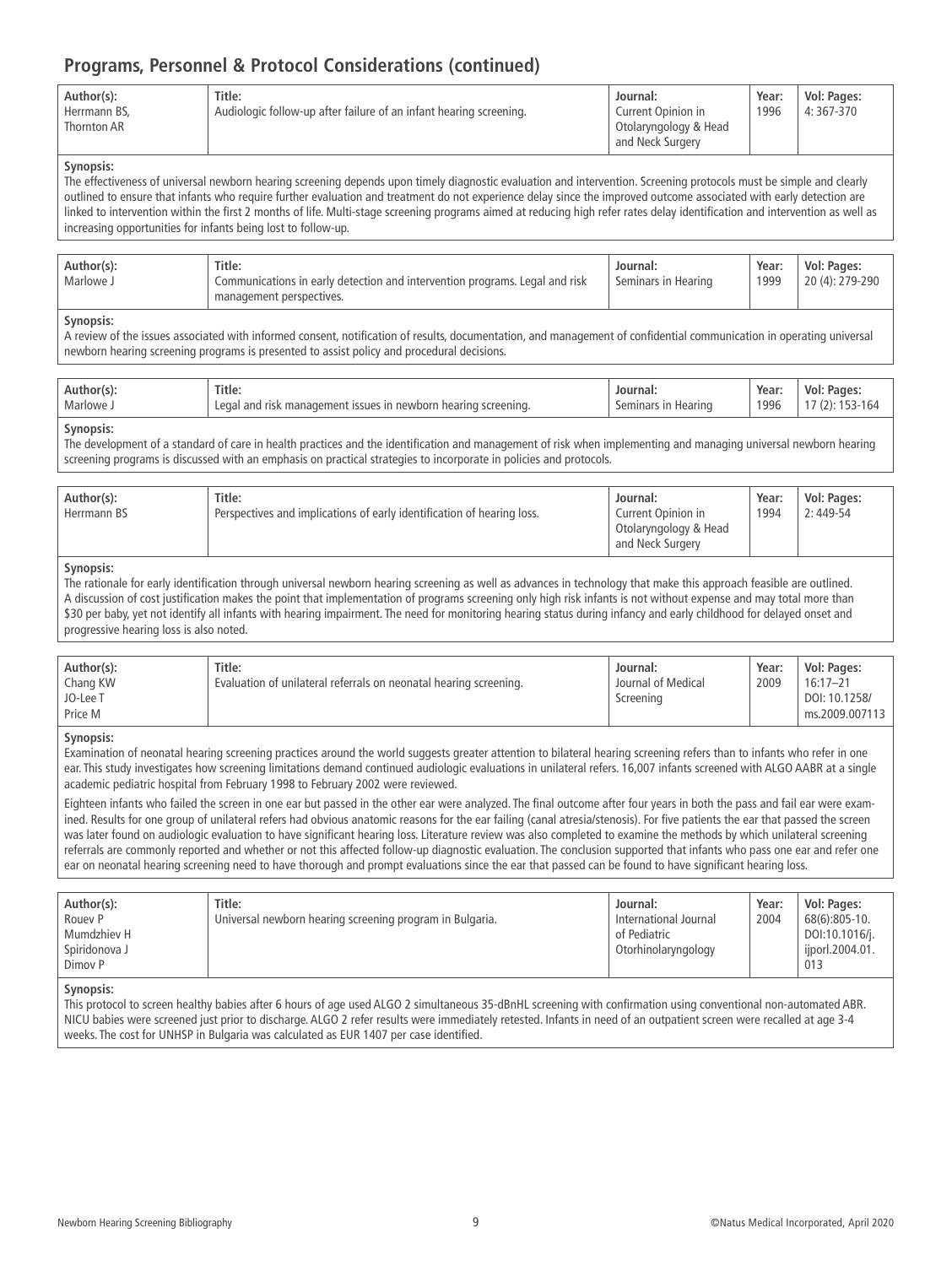## Programs, Personnel & Protocol Considerations (continued)

| Author(s): | Title: | Journal: | Year: | Vol: Pages: |
|---|---|---|---|---|
| Herrmann BS, Thornton AR | Audiologic follow-up after failure of an infant hearing screening. | Current Opinion in Otolaryngology & Head and Neck Surgery | 1996 | 4: 367-370 |

**Synopsis:**
The effectiveness of universal newborn hearing screening depends upon timely diagnostic evaluation and intervention. Screening protocols must be simple and clearly outlined to ensure that infants who require further evaluation and treatment do not experience delay since the improved outcome associated with early detection are linked to intervention within the first 2 months of life. Multi-stage screening programs aimed at reducing high refer rates delay identification and intervention as well as increasing opportunities for infants being lost to follow-up.

| Author(s): | Title: | Journal: | Year: | Vol: Pages: |
|---|---|---|---|---|
| Marlowe J | Communications in early detection and intervention programs. Legal and risk management perspectives. | Seminars in Hearing | 1999 | 20 (4): 279-290 |

**Synopsis:**
A review of the issues associated with informed consent, notification of results, documentation, and management of confidential communication in operating universal newborn hearing screening programs is presented to assist policy and procedural decisions.

| Author(s): | Title: | Journal: | Year: | Vol: Pages: |
|---|---|---|---|---|
| Marlowe J | Legal and risk management issues in newborn hearing screening. | Seminars in Hearing | 1996 | 17 (2): 153-164 |

**Synopsis:**
The development of a standard of care in health practices and the identification and management of risk when implementing and managing universal newborn hearing screening programs is discussed with an emphasis on practical strategies to incorporate in policies and protocols.

| Author(s): | Title: | Journal: | Year: | Vol: Pages: |
|---|---|---|---|---|
| Herrmann BS | Perspectives and implications of early identification of hearing loss. | Current Opinion in Otolaryngology & Head and Neck Surgery | 1994 | 2: 449-54 |

**Synopsis:**
The rationale for early identification through universal newborn hearing screening as well as advances in technology that make this approach feasible are outlined. A discussion of cost justification makes the point that implementation of programs screening only high risk infants is not without expense and may total more than $30 per baby, yet not identify all infants with hearing impairment. The need for monitoring hearing status during infancy and early childhood for delayed onset and progressive hearing loss is also noted.

| Author(s): | Title: | Journal: | Year: | Vol: Pages: |
|---|---|---|---|---|
| Chang KW, JO-Lee T, Price M | Evaluation of unilateral referrals on neonatal hearing screening. | Journal of Medical Screening | 2009 | 16:17–21 DOI: 10.1258/ms.2009.007113 |

**Synopsis:**
Examination of neonatal hearing screening practices around the world suggests greater attention to bilateral hearing screening refers than to infants who refer in one ear. This study investigates how screening limitations demand continued audiologic evaluations in unilateral refers. 16,007 infants screened with ALGO AABR at a single academic pediatric hospital from February 1998 to February 2002 were reviewed.

Eighteen infants who failed the screen in one ear but passed in the other ear were analyzed. The final outcome after four years in both the pass and fail ear were examined. Results for one group of unilateral refers had obvious anatomic reasons for the ear failing (canal atresia/stenosis). For five patients the ear that passed the screen was later found on audiologic evaluation to have significant hearing loss. Literature review was also completed to examine the methods by which unilateral screening referrals are commonly reported and whether or not this affected follow-up diagnostic evaluation. The conclusion supported that infants who pass one ear and refer one ear on neonatal hearing screening need to have thorough and prompt evaluations since the ear that passed can be found to have significant hearing loss.

| Author(s): | Title: | Journal: | Year: | Vol: Pages: |
|---|---|---|---|---|
| Rouev P, Mumdzhiev H, Spiridonova J, Dimov P | Universal newborn hearing screening program in Bulgaria. | International Journal of Pediatric Otorhinolaryngology | 2004 | 68(6):805-10. DOI:10.1016/j.ijporl.2004.01.013 |

**Synopsis:**
This protocol to screen healthy babies after 6 hours of age used ALGO 2 simultaneous 35-dBnHL screening with confirmation using conventional non-automated ABR. NICU babies were screened just prior to discharge. ALGO 2 refer results were immediately retested. Infants in need of an outpatient screen were recalled at age 3-4 weeks. The cost for UNHSP in Bulgaria was calculated as EUR 1407 per case identified.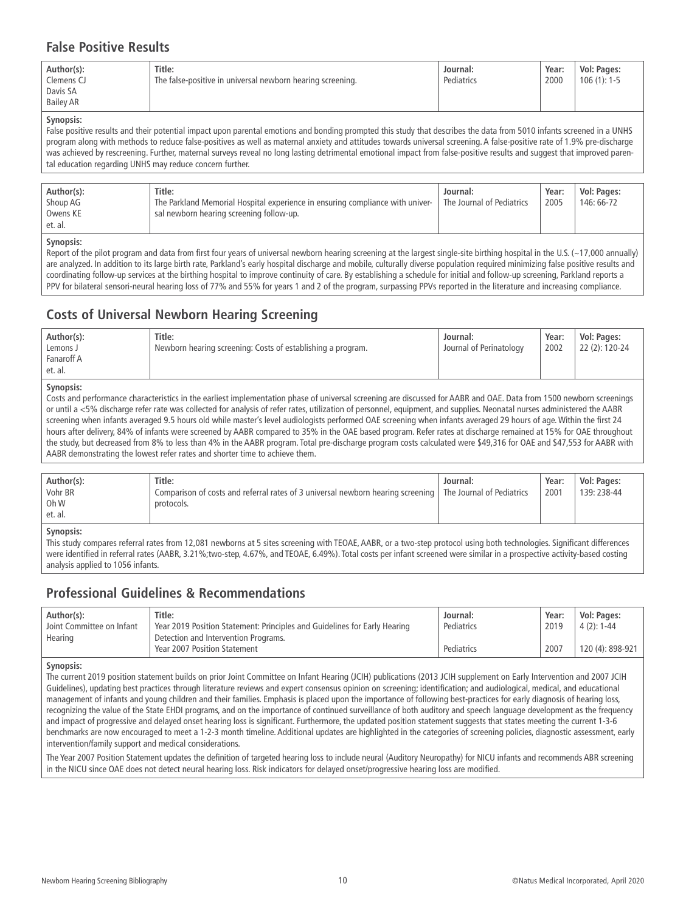## False Positive Results

| Author(s): | Title: | Journal: | Year: | Vol: Pages: |
|---|---|---|---|---|
| Clemens CJ<br>Davis SA<br>Bailey AR | The false-positive in universal newborn hearing screening. | Pediatrics | 2000 | 106 (1): 1-5 |

**Synopsis:**
False positive results and their potential impact upon parental emotions and bonding prompted this study that describes the data from 5010 infants screened in a UNHS program along with methods to reduce false-positives as well as maternal anxiety and attitudes towards universal screening. A false-positive rate of 1.9% pre-discharge was achieved by rescreening. Further, maternal surveys reveal no long lasting detrimental emotional impact from false-positive results and suggest that improved parental education regarding UNHS may reduce concern further.

| Author(s): | Title: | Journal: | Year: | Vol: Pages: |
|---|---|---|---|---|
| Shoup AG<br>Owens KE<br>et. al. | The Parkland Memorial Hospital experience in ensuring compliance with universal newborn hearing screening follow-up. | The Journal of Pediatrics | 2005 | 146: 66-72 |

**Synopsis:**
Report of the pilot program and data from first four years of universal newborn hearing screening at the largest single-site birthing hospital in the U.S. (~17,000 annually) are analyzed. In addition to its large birth rate, Parkland's early hospital discharge and mobile, culturally diverse population required minimizing false positive results and coordinating follow-up services at the birthing hospital to improve continuity of care. By establishing a schedule for initial and follow-up screening, Parkland reports a PPV for bilateral sensori-neural hearing loss of 77% and 55% for years 1 and 2 of the program, surpassing PPVs reported in the literature and increasing compliance.

## Costs of Universal Newborn Hearing Screening

| Author(s): | Title: | Journal: | Year: | Vol: Pages: |
|---|---|---|---|---|
| Lemons J<br>Fanaroff A<br>et. al. | Newborn hearing screening: Costs of establishing a program. | Journal of Perinatology | 2002 | 22 (2): 120-24 |

**Synopsis:**
Costs and performance characteristics in the earliest implementation phase of universal screening are discussed for AABR and OAE. Data from 1500 newborn screenings or until a <5% discharge refer rate was collected for analysis of refer rates, utilization of personnel, equipment, and supplies. Neonatal nurses administered the AABR screening when infants averaged 9.5 hours old while master's level audiologists performed OAE screening when infants averaged 29 hours of age. Within the first 24 hours after delivery, 84% of infants were screened by AABR compared to 35% in the OAE based program. Refer rates at discharge remained at 15% for OAE throughout the study, but decreased from 8% to less than 4% in the AABR program. Total pre-discharge program costs calculated were $49,316 for OAE and $47,553 for AABR with AABR demonstrating the lowest refer rates and shorter time to achieve them.

| Author(s): | Title: | Journal: | Year: | Vol: Pages: |
|---|---|---|---|---|
| Vohr BR<br>Oh W<br>et. al. | Comparison of costs and referral rates of 3 universal newborn hearing screening protocols. | The Journal of Pediatrics | 2001 | 139: 238-44 |

**Synopsis:**
This study compares referral rates from 12,081 newborns at 5 sites screening with TEOAE, AABR, or a two-step protocol using both technologies. Significant differences were identified in referral rates (AABR, 3.21%;two-step, 4.67%, and TEOAE, 6.49%). Total costs per infant screened were similar in a prospective activity-based costing analysis applied to 1056 infants.

## Professional Guidelines & Recommendations

| Author(s): | Title: | Journal: | Year: | Vol: Pages: |
|---|---|---|---|---|
| Joint Committee on Infant Hearing | Year 2019 Position Statement: Principles and Guidelines for Early Hearing Detection and Intervention Programs. | Pediatrics | 2019 | 4 (2): 1-44 |
| | Year 2007 Position Statement | Pediatrics | 2007 | 120 (4): 898-921 |

**Synopsis:**
The current 2019 position statement builds on prior Joint Committee on Infant Hearing (JCIH) publications (2013 JCIH supplement on Early Intervention and 2007 JCIH Guidelines), updating best practices through literature reviews and expert consensus opinion on screening; identification; and audiological, medical, and educational management of infants and young children and their families. Emphasis is placed upon the importance of following best-practices for early diagnosis of hearing loss, recognizing the value of the State EHDI programs, and on the importance of continued surveillance of both auditory and speech language development as the frequency and impact of progressive and delayed onset hearing loss is significant. Furthermore, the updated position statement suggests that states meeting the current 1-3-6 benchmarks are now encouraged to meet a 1-2-3 month timeline. Additional updates are highlighted in the categories of screening policies, diagnostic assessment, early intervention/family support and medical considerations.

The Year 2007 Position Statement updates the definition of targeted hearing loss to include neural (Auditory Neuropathy) for NICU infants and recommends ABR screening in the NICU since OAE does not detect neural hearing loss. Risk indicators for delayed onset/progressive hearing loss are modified.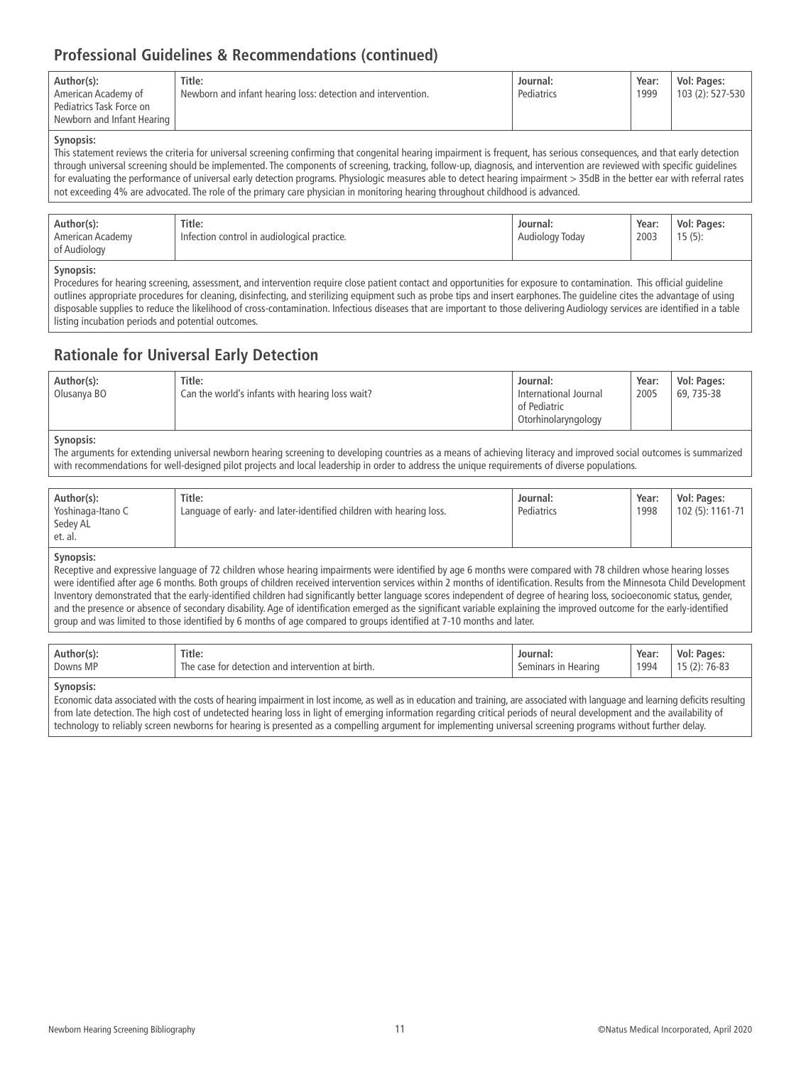## Professional Guidelines & Recommendations (continued)

| Author(s): | Title: | Journal: | Year: | Vol: Pages: |
|---|---|---|---|---|
| American Academy of Pediatrics Task Force on Newborn and Infant Hearing | Newborn and infant hearing loss: detection and intervention. | Pediatrics | 1999 | 103 (2): 527-530 |

**Synopsis:**
This statement reviews the criteria for universal screening confirming that congenital hearing impairment is frequent, has serious consequences, and that early detection through universal screening should be implemented. The components of screening, tracking, follow-up, diagnosis, and intervention are reviewed with specific guidelines for evaluating the performance of universal early detection programs. Physiologic measures able to detect hearing impairment > 35dB in the better ear with referral rates not exceeding 4% are advocated. The role of the primary care physician in monitoring hearing throughout childhood is advanced.

| Author(s): | Title: | Journal: | Year: | Vol: Pages: |
|---|---|---|---|---|
| American Academy of Audiology | Infection control in audiological practice. | Audiology Today | 2003 | 15 (5): |

**Synopsis:**
Procedures for hearing screening, assessment, and intervention require close patient contact and opportunities for exposure to contamination. This official guideline outlines appropriate procedures for cleaning, disinfecting, and sterilizing equipment such as probe tips and insert earphones. The guideline cites the advantage of using disposable supplies to reduce the likelihood of cross-contamination. Infectious diseases that are important to those delivering Audiology services are identified in a table listing incubation periods and potential outcomes.

## Rationale for Universal Early Detection

| Author(s): | Title: | Journal: | Year: | Vol: Pages: |
|---|---|---|---|---|
| Olusanya BO | Can the world's infants with hearing loss wait? | International Journal of Pediatric Otorhinolaryngology | 2005 | 69, 735-38 |

**Synopsis:**
The arguments for extending universal newborn hearing screening to developing countries as a means of achieving literacy and improved social outcomes is summarized with recommendations for well-designed pilot projects and local leadership in order to address the unique requirements of diverse populations.

| Author(s): | Title: | Journal: | Year: | Vol: Pages: |
|---|---|---|---|---|
| Yoshinaga-Itano C Sedey AL et. al. | Language of early- and later-identified children with hearing loss. | Pediatrics | 1998 | 102 (5): 1161-71 |

**Synopsis:**
Receptive and expressive language of 72 children whose hearing impairments were identified by age 6 months were compared with 78 children whose hearing losses were identified after age 6 months. Both groups of children received intervention services within 2 months of identification. Results from the Minnesota Child Development Inventory demonstrated that the early-identified children had significantly better language scores independent of degree of hearing loss, socioeconomic status, gender, and the presence or absence of secondary disability. Age of identification emerged as the significant variable explaining the improved outcome for the early-identified group and was limited to those identified by 6 months of age compared to groups identified at 7-10 months and later.

| Author(s): | Title: | Journal: | Year: | Vol: Pages: |
|---|---|---|---|---|
| Downs MP | The case for detection and intervention at birth. | Seminars in Hearing | 1994 | 15 (2): 76-83 |

**Synopsis:**
Economic data associated with the costs of hearing impairment in lost income, as well as in education and training, are associated with language and learning deficits resulting from late detection. The high cost of undetected hearing loss in light of emerging information regarding critical periods of neural development and the availability of technology to reliably screen newborns for hearing is presented as a compelling argument for implementing universal screening programs without further delay.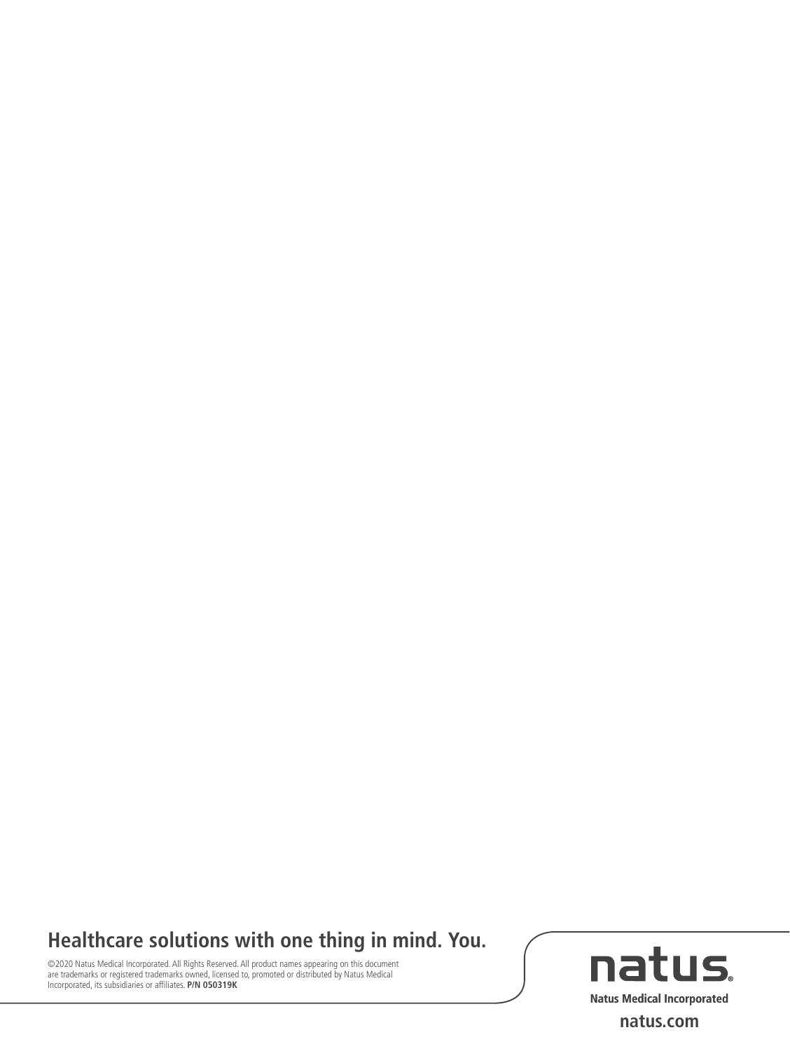## Healthcare solutions with one thing in mind. You.

©2020 Natus Medical Incorporated. All Rights Reserved. All product names appearing on this document are trademarks or registered trademarks owned, licensed to, promoted or distributed by Natus Medical Incorporated, its subsidiaries or affiliates. **P/N 050319K**

natus®

**Natus Medical Incorporated**

**natus.com**